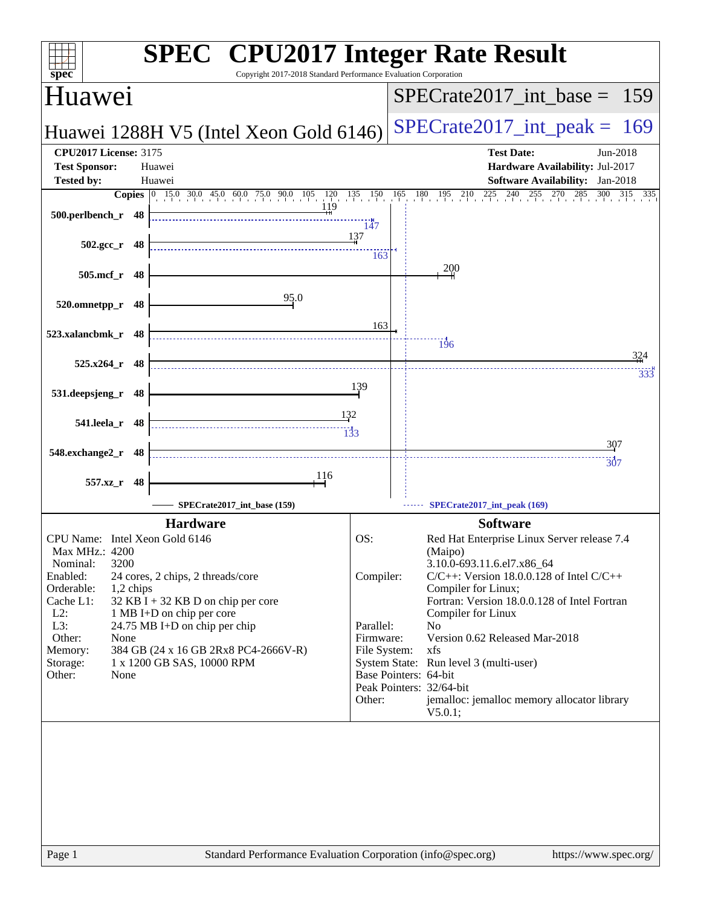# SPEC CPU2017 Integer Rate Result

Copyright 2017-2018 Standard Performance Evaluation Corporation

## Huawei

## Huawei 1288H V5 (Intel Xeon Gold 6146)

SPECrate2017_int_base = 159

SPECrate2017_int_peak = 169

**CPU2017 License:** 3175
**Test Sponsor:** Huawei
**Tested by:** Huawei

**Test Date:** Jun-2018
**Hardware Availability:** Jul-2017
**Software Availability:** Jan-2018

| Benchmark | Copies | Base | Peak |
|---|---|---|---|
| 500.perlbench_r | 48 | 119 | 147 |
| 502.gcc_r | 48 | 137 | 163 |
| 505.mcf_r | 48 | 200 | |
| 520.omnetpp_r | 48 | 95.0 | |
| 523.xalancbmk_r | 48 | 163 | 196 |
| 525.x264_r | 48 | 324 | 333 |
| 531.deepsjeng_r | 48 | 139 | |
| 541.leela_r | 48 | 132 | 133 |
| 548.exchange2_r | 48 | 307 | 307 |
| 557.xz_r | 48 | 116 | |

SPECrate2017_int_base (159) — SPECrate2017_int_peak (169)

### Hardware

| | |
|---|---|
| CPU Name: | Intel Xeon Gold 6146 |
| Max MHz.: | 4200 |
| Nominal: | 3200 |
| Enabled: | 24 cores, 2 chips, 2 threads/core |
| Orderable: | 1,2 chips |
| Cache L1: | 32 KB I + 32 KB D on chip per core |
| L2: | 1 MB I+D on chip per core |
| L3: | 24.75 MB I+D on chip per chip |
| Other: | None |
| Memory: | 384 GB (24 x 16 GB 2Rx8 PC4-2666V-R) |
| Storage: | 1 x 1200 GB SAS, 10000 RPM |
| Other: | None |

### Software

| | |
|---|---|
| OS: | Red Hat Enterprise Linux Server release 7.4 (Maipo) 3.10.0-693.11.6.el7.x86_64 |
| Compiler: | C/C++: Version 18.0.0.128 of Intel C/C++ Compiler for Linux; Fortran: Version 18.0.0.128 of Intel Fortran Compiler for Linux |
| Parallel: | No |
| Firmware: | Version 0.62 Released Mar-2018 |
| File System: | xfs |
| System State: | Run level 3 (multi-user) |
| Base Pointers: | 64-bit |
| Peak Pointers: | 32/64-bit |
| Other: | jemalloc: jemalloc memory allocator library V5.0.1; |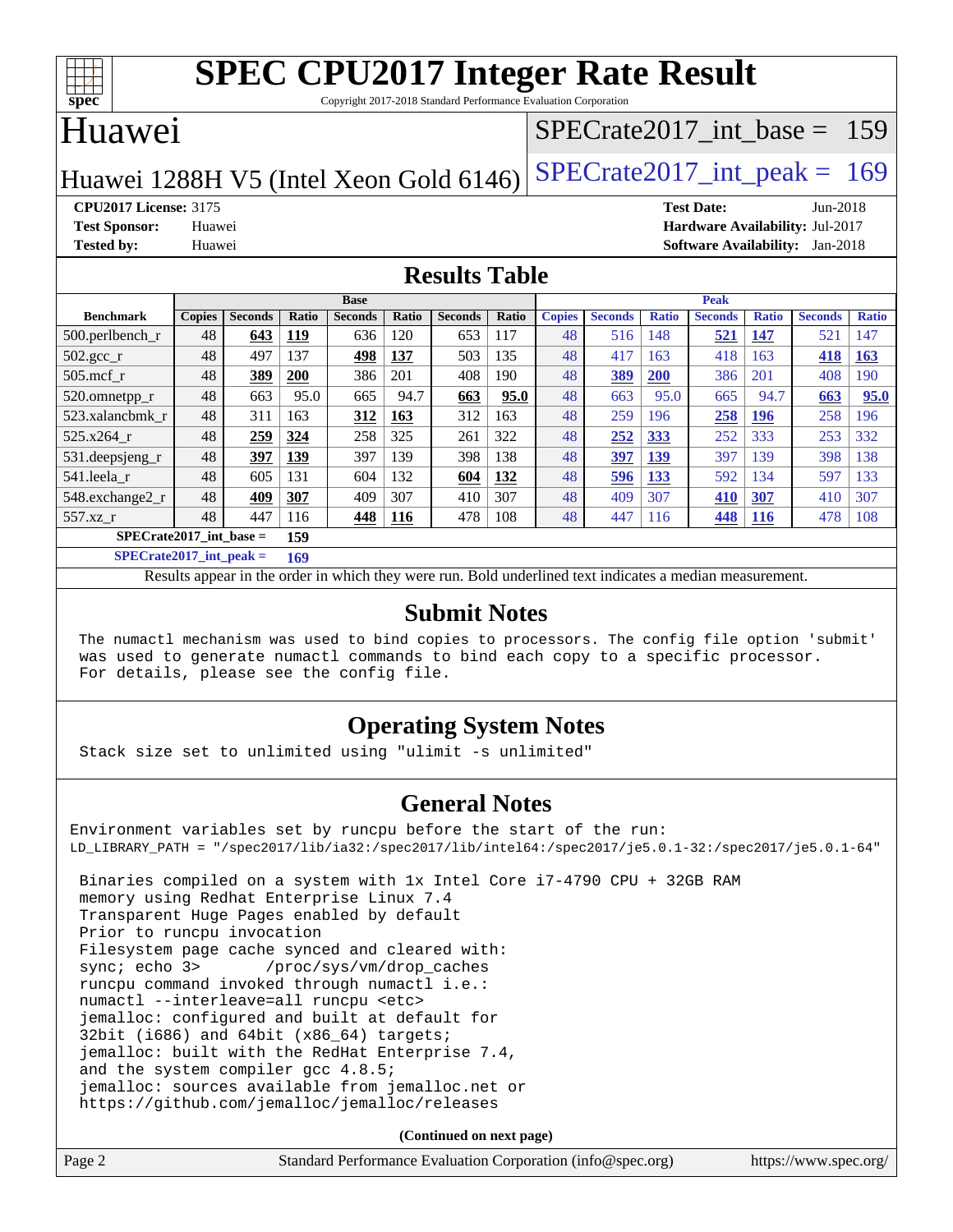# SPEC CPU2017 Integer Rate Result

Copyright 2017-2018 Standard Performance Evaluation Corporation

## Huawei

Huawei 1288H V5 (Intel Xeon Gold 6146)

SPECrate2017_int_base = 159

SPECrate2017_int_peak = 169

**CPU2017 License:** 3175
**Test Sponsor:** Huawei
**Tested by:** Huawei

**Test Date:** Jun-2018
**Hardware Availability:** Jul-2017
**Software Availability:** Jan-2018

## Results Table

| | Base | | | | | | | Peak | | | | | | |
|---|---|---|---|---|---|---|---|---|---|---|---|---|---|---|
| **Benchmark** | **Copies** | **Seconds** | **Ratio** | **Seconds** | **Ratio** | **Seconds** | **Ratio** | **Copies** | **Seconds** | **Ratio** | **Seconds** | **Ratio** | **Seconds** | **Ratio** |
| 500.perlbench_r | 48 | **643** | **119** | 636 | 120 | 653 | 117 | 48 | 516 | 148 | **521** | **147** | 521 | 147 |
| 502.gcc_r | 48 | 497 | 137 | **498** | **137** | 503 | 135 | 48 | 417 | 163 | 418 | 163 | **418** | **163** |
| 505.mcf_r | 48 | **389** | **200** | 386 | 201 | 408 | 190 | 48 | **389** | **200** | 386 | 201 | 408 | 190 |
| 520.omnetpp_r | 48 | 663 | 95.0 | 665 | 94.7 | **663** | **95.0** | 48 | 663 | 95.0 | 665 | 94.7 | **663** | **95.0** |
| 523.xalancbmk_r | 48 | 311 | 163 | **312** | **163** | 312 | 163 | 48 | 259 | 196 | **258** | **196** | 258 | 196 |
| 525.x264_r | 48 | **259** | **324** | 258 | 325 | 261 | 322 | 48 | **252** | **333** | 252 | 333 | 253 | 332 |
| 531.deepsjeng_r | 48 | **397** | **139** | 397 | 139 | 398 | 138 | 48 | **397** | **139** | 397 | 139 | 398 | 138 |
| 541.leela_r | 48 | 605 | 131 | 604 | 132 | **604** | **132** | 48 | **596** | **133** | 592 | 134 | 597 | 133 |
| 548.exchange2_r | 48 | **409** | **307** | 409 | 307 | 410 | 307 | 48 | 409 | 307 | **410** | **307** | 410 | 307 |
| 557.xz_r | 48 | 447 | 116 | **448** | **116** | 478 | 108 | 48 | 447 | 116 | **448** | **116** | 478 | 108 |

**SPECrate2017_int_base = 159**

**SPECrate2017_int_peak = 169**

Results appear in the order in which they were run. Bold underlined text indicates a median measurement.

## Submit Notes

```
The numactl mechanism was used to bind copies to processors. The config file option 'submit'
was used to generate numactl commands to bind each copy to a specific processor.
For details, please see the config file.
```

## Operating System Notes

```
Stack size set to unlimited using "ulimit -s unlimited"
```

## General Notes

```
Environment variables set by runcpu before the start of the run:
LD_LIBRARY_PATH = "/spec2017/lib/ia32:/spec2017/lib/intel64:/spec2017/je5.0.1-32:/spec2017/je5.0.1-64"

 Binaries compiled on a system with 1x Intel Core i7-4790 CPU + 32GB RAM
 memory using Redhat Enterprise Linux 7.4
 Transparent Huge Pages enabled by default
 Prior to runcpu invocation
 Filesystem page cache synced and cleared with:
 sync; echo 3>       /proc/sys/vm/drop_caches
 runcpu command invoked through numactl i.e.:
 numactl --interleave=all runcpu <etc>
 jemalloc: configured and built at default for
 32bit (i686) and 64bit (x86_64) targets;
 jemalloc: built with the RedHat Enterprise 7.4,
 and the system compiler gcc 4.8.5;
 jemalloc: sources available from jemalloc.net or
 https://github.com/jemalloc/jemalloc/releases
```

**(Continued on next page)**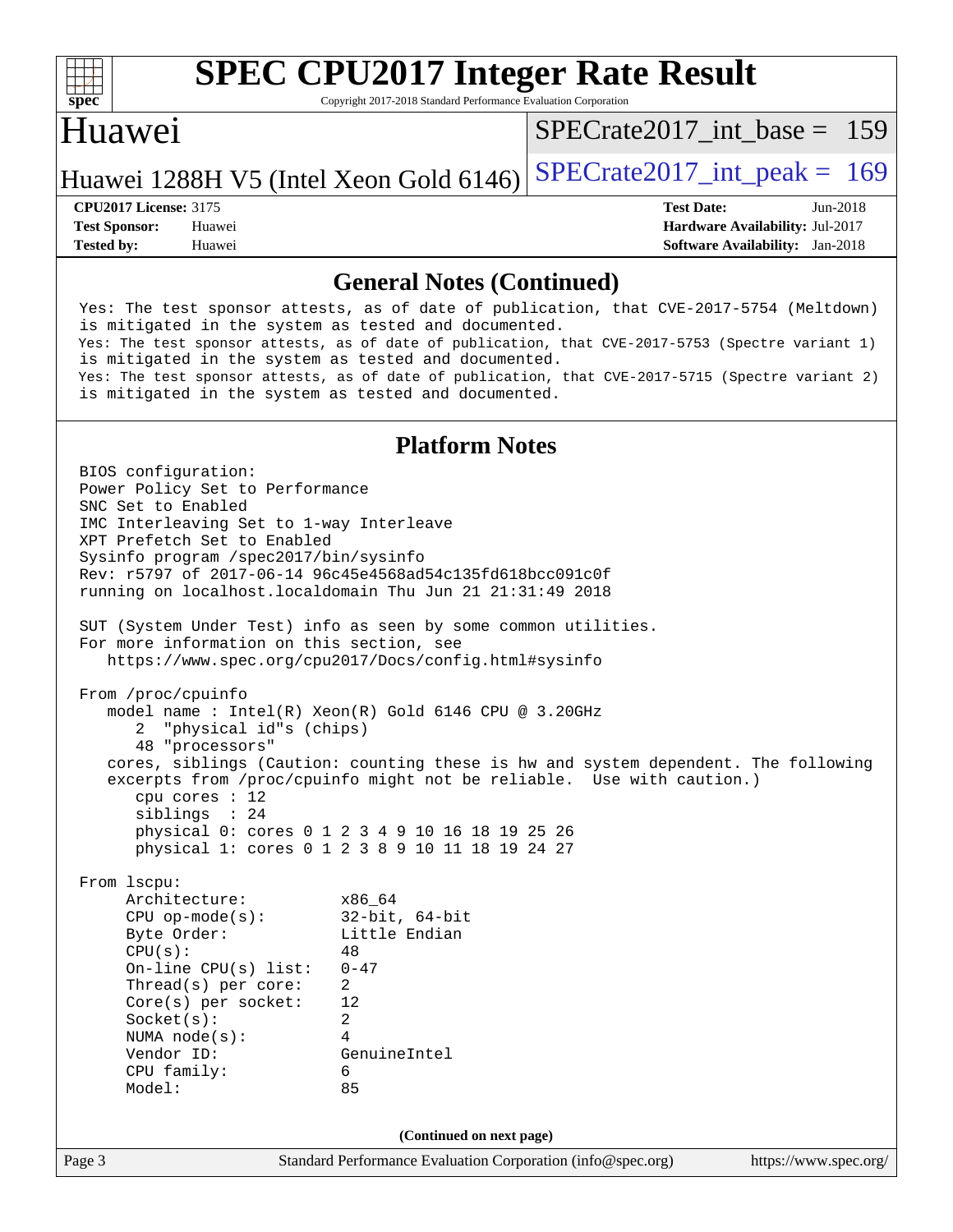## General Notes (Continued)

```
Yes: The test sponsor attests, as of date of publication, that CVE-2017-5754 (Meltdown)
is mitigated in the system as tested and documented.
Yes: The test sponsor attests, as of date of publication, that CVE-2017-5753 (Spectre variant 1)
is mitigated in the system as tested and documented.
Yes: The test sponsor attests, as of date of publication, that CVE-2017-5715 (Spectre variant 2)
is mitigated in the system as tested and documented.
```

## Platform Notes

```
BIOS configuration:
Power Policy Set to Performance
SNC Set to Enabled
IMC Interleaving Set to 1-way Interleave
XPT Prefetch Set to Enabled
Sysinfo program /spec2017/bin/sysinfo
Rev: r5797 of 2017-06-14 96c45e4568ad54c135fd618bcc091c0f
running on localhost.localdomain Thu Jun 21 21:31:49 2018

SUT (System Under Test) info as seen by some common utilities.
For more information on this section, see
   https://www.spec.org/cpu2017/Docs/config.html#sysinfo

From /proc/cpuinfo
   model name : Intel(R) Xeon(R) Gold 6146 CPU @ 3.20GHz
      2  "physical id"s (chips)
      48 "processors"
   cores, siblings (Caution: counting these is hw and system dependent. The following
   excerpts from /proc/cpuinfo might not be reliable.  Use with caution.)
      cpu cores : 12
      siblings  : 24
      physical 0: cores 0 1 2 3 4 9 10 16 18 19 25 26
      physical 1: cores 0 1 2 3 8 9 10 11 18 19 24 27

From lscpu:
     Architecture:          x86_64
     CPU op-mode(s):        32-bit, 64-bit
     Byte Order:            Little Endian
     CPU(s):                48
     On-line CPU(s) list:   0-47
     Thread(s) per core:    2
     Core(s) per socket:    12
     Socket(s):             2
     NUMA node(s):          4
     Vendor ID:             GenuineIntel
     CPU family:            6
     Model:                 85
```

(Continued on next page)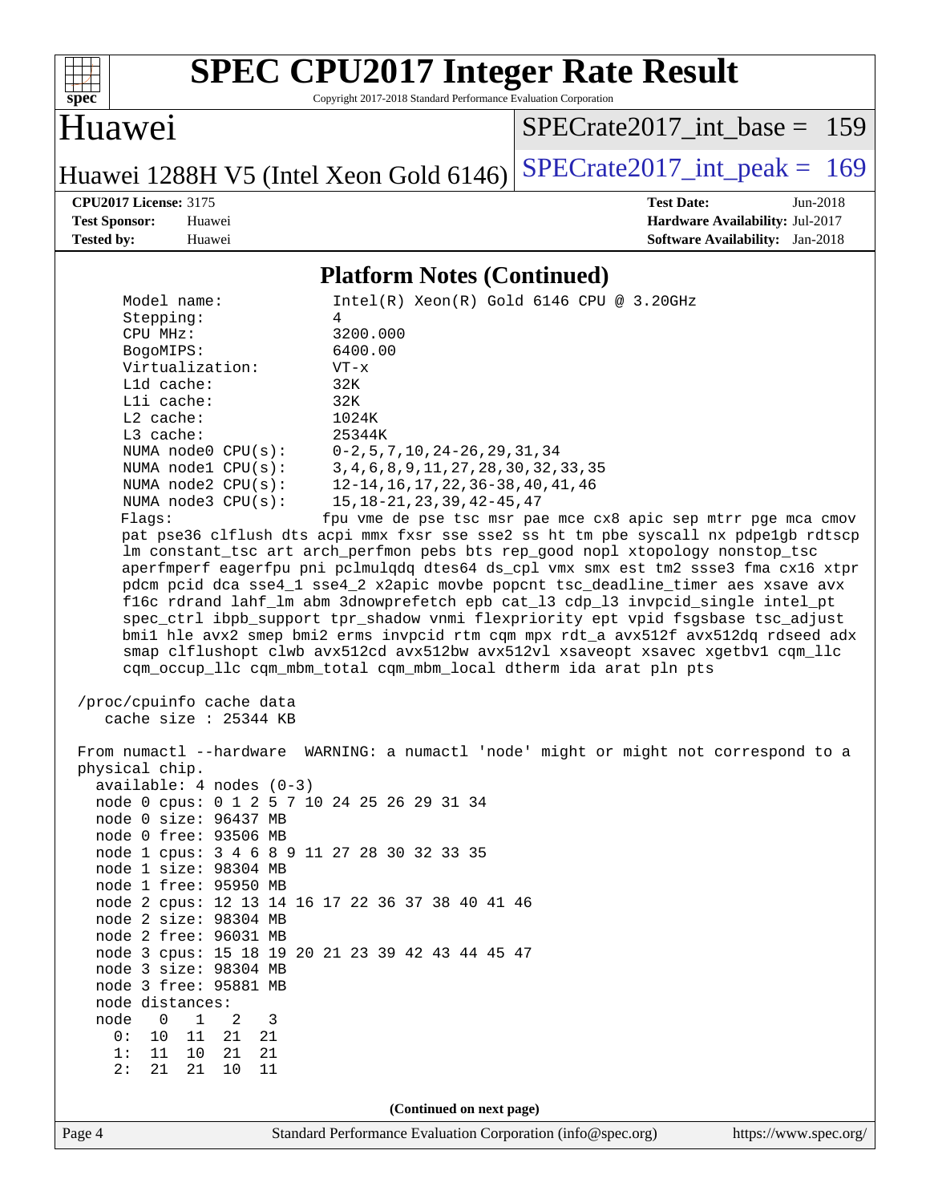## Platform Notes (Continued)

```
     Model name:            Intel(R) Xeon(R) Gold 6146 CPU @ 3.20GHz
     Stepping:              4
     CPU MHz:               3200.000
     BogoMIPS:              6400.00
     Virtualization:        VT-x
     L1d cache:             32K
     L1i cache:             32K
     L2 cache:              1024K
     L3 cache:              25344K
     NUMA node0 CPU(s):     0-2,5,7,10,24-26,29,31,34
     NUMA node1 CPU(s):     3,4,6,8,9,11,27,28,30,32,33,35
     NUMA node2 CPU(s):     12-14,16,17,22,36-38,40,41,46
     NUMA node3 CPU(s):     15,18-21,23,39,42-45,47
     Flags:                 fpu vme de pse tsc msr pae mce cx8 apic sep mtrr pge mca cmov
     pat pse36 clflush dts acpi mmx fxsr sse sse2 ss ht tm pbe syscall nx pdpe1gb rdtscp
     lm constant_tsc art arch_perfmon pebs bts rep_good nopl xtopology nonstop_tsc
     aperfmperf eagerfpu pni pclmulqdq dtes64 ds_cpl vmx smx est tm2 ssse3 fma cx16 xtpr
     pdcm pcid dca sse4_1 sse4_2 x2apic movbe popcnt tsc_deadline_timer aes xsave avx
     f16c rdrand lahf_lm abm 3dnowprefetch epb cat_l3 cdp_l3 invpcid_single intel_pt
     spec_ctrl ibpb_support tpr_shadow vnmi flexpriority ept vpid fsgsbase tsc_adjust
     bmi1 hle avx2 smep bmi2 erms invpcid rtm cqm mpx rdt_a avx512f avx512dq rdseed adx
     smap clflushopt clwb avx512cd avx512bw avx512vl xsaveopt xsavec xgetbv1 cqm_llc
     cqm_occup_llc cqm_mbm_total cqm_mbm_local dtherm ida arat pln pts

 /proc/cpuinfo cache data
    cache size : 25344 KB

 From numactl --hardware  WARNING: a numactl 'node' might or might not correspond to a
 physical chip.
   available: 4 nodes (0-3)
   node 0 cpus: 0 1 2 5 7 10 24 25 26 29 31 34
   node 0 size: 96437 MB
   node 0 free: 93506 MB
   node 1 cpus: 3 4 6 8 9 11 27 28 30 32 33 35
   node 1 size: 98304 MB
   node 1 free: 95950 MB
   node 2 cpus: 12 13 14 16 17 22 36 37 38 40 41 46
   node 2 size: 98304 MB
   node 2 free: 96031 MB
   node 3 cpus: 15 18 19 20 21 23 39 42 43 44 45 47
   node 3 size: 98304 MB
   node 3 free: 95881 MB
   node distances:
   node   0   1   2   3
     0:  10  11  21  21
     1:  11  10  21  21
     2:  21  21  10  11
```

(Continued on next page)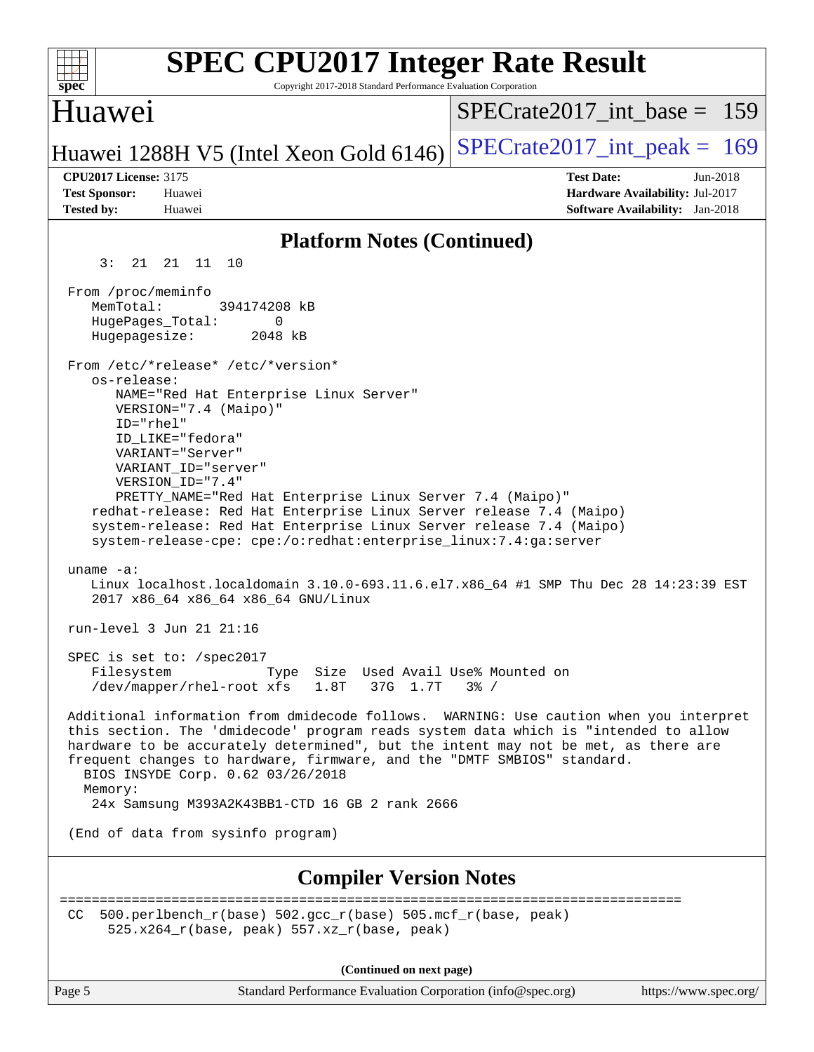## Platform Notes (Continued)

```
     3:  21  21  11  10

 From /proc/meminfo
    MemTotal:       394174208 kB
    HugePages_Total:       0
    Hugepagesize:       2048 kB

 From /etc/*release* /etc/*version*
    os-release:
       NAME="Red Hat Enterprise Linux Server"
       VERSION="7.4 (Maipo)"
       ID="rhel"
       ID_LIKE="fedora"
       VARIANT="Server"
       VARIANT_ID="server"
       VERSION_ID="7.4"
       PRETTY_NAME="Red Hat Enterprise Linux Server 7.4 (Maipo)"
    redhat-release: Red Hat Enterprise Linux Server release 7.4 (Maipo)
    system-release: Red Hat Enterprise Linux Server release 7.4 (Maipo)
    system-release-cpe: cpe:/o:redhat:enterprise_linux:7.4:ga:server

 uname -a:
    Linux localhost.localdomain 3.10.0-693.11.6.el7.x86_64 #1 SMP Thu Dec 28 14:23:39 EST
    2017 x86_64 x86_64 x86_64 GNU/Linux

 run-level 3 Jun 21 21:16

 SPEC is set to: /spec2017
    Filesystem            Type  Size  Used Avail Use% Mounted on
    /dev/mapper/rhel-root xfs   1.8T   37G  1.7T   3% /

 Additional information from dmidecode follows.  WARNING: Use caution when you interpret
 this section. The 'dmidecode' program reads system data which is "intended to allow
 hardware to be accurately determined", but the intent may not be met, as there are
 frequent changes to hardware, firmware, and the "DMTF SMBIOS" standard.
   BIOS INSYDE Corp. 0.62 03/26/2018
   Memory:
    24x Samsung M393A2K43BB1-CTD 16 GB 2 rank 2666

 (End of data from sysinfo program)
```

## Compiler Version Notes

```
==============================================================================
 CC  500.perlbench_r(base) 502.gcc_r(base) 505.mcf_r(base, peak)
      525.x264_r(base, peak) 557.xz_r(base, peak)
```

**(Continued on next page)**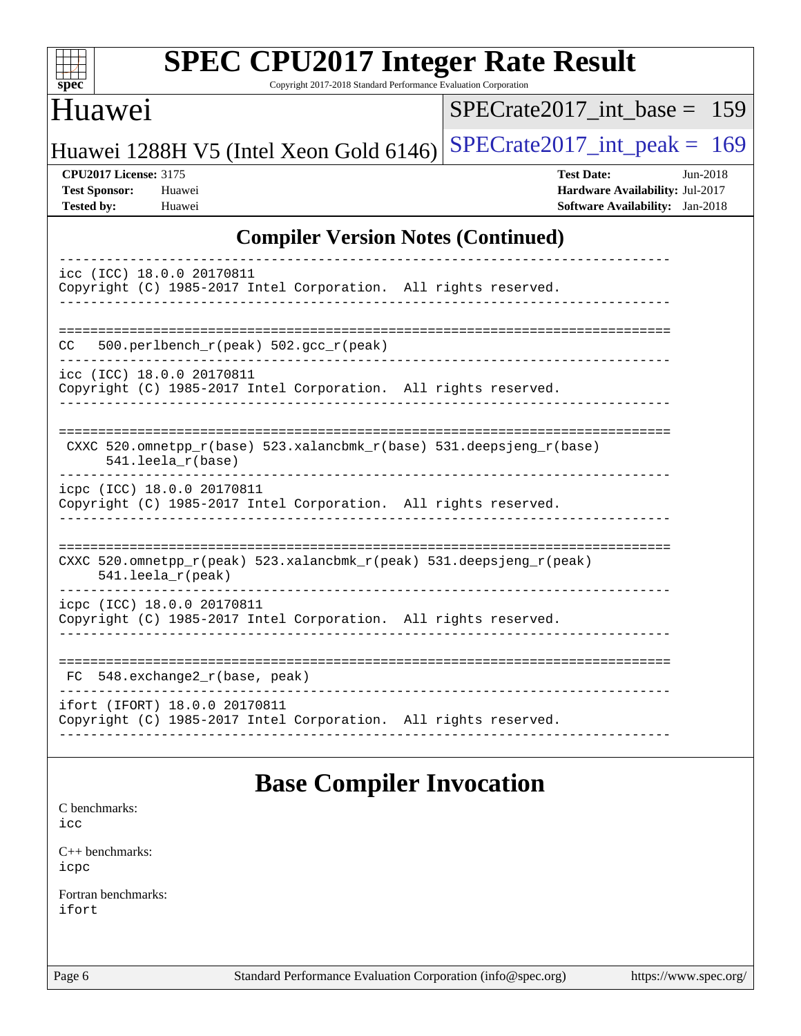## Compiler Version Notes (Continued)

```
------------------------------------------------------------------------------
icc (ICC) 18.0.0 20170811
Copyright (C) 1985-2017 Intel Corporation.  All rights reserved.
------------------------------------------------------------------------------

==============================================================================
CC   500.perlbench_r(peak) 502.gcc_r(peak)
------------------------------------------------------------------------------
icc (ICC) 18.0.0 20170811
Copyright (C) 1985-2017 Intel Corporation.  All rights reserved.
------------------------------------------------------------------------------

==============================================================================
 CXXC 520.omnetpp_r(base) 523.xalancbmk_r(base) 531.deepsjeng_r(base)
      541.leela_r(base)
------------------------------------------------------------------------------
icpc (ICC) 18.0.0 20170811
Copyright (C) 1985-2017 Intel Corporation.  All rights reserved.
------------------------------------------------------------------------------

==============================================================================
CXXC 520.omnetpp_r(peak) 523.xalancbmk_r(peak) 531.deepsjeng_r(peak)
     541.leela_r(peak)
------------------------------------------------------------------------------
icpc (ICC) 18.0.0 20170811
Copyright (C) 1985-2017 Intel Corporation.  All rights reserved.
------------------------------------------------------------------------------

==============================================================================
 FC  548.exchange2_r(base, peak)
------------------------------------------------------------------------------
ifort (IFORT) 18.0.0 20170811
Copyright (C) 1985-2017 Intel Corporation.  All rights reserved.
------------------------------------------------------------------------------
```

## Base Compiler Invocation

C benchmarks:
icc

C++ benchmarks:
icpc

Fortran benchmarks:
ifort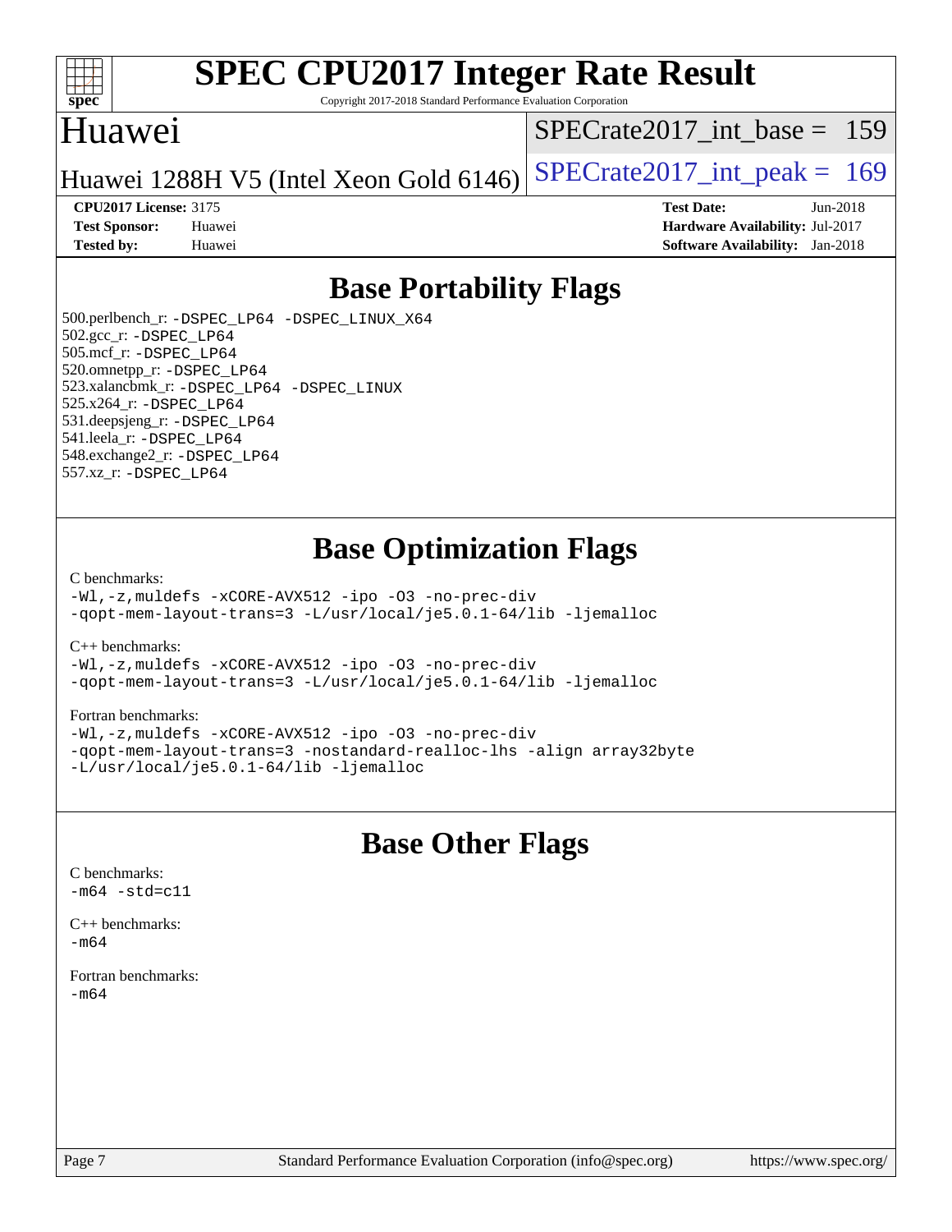# SPEC CPU2017 Integer Rate Result

Copyright 2017-2018 Standard Performance Evaluation Corporation

## Huawei

Huawei 1288H V5 (Intel Xeon Gold 6146)

SPECrate2017_int_base = 159

SPECrate2017_int_peak = 169

**CPU2017 License:** 3175
**Test Sponsor:** Huawei
**Tested by:** Huawei

**Test Date:** Jun-2018
**Hardware Availability:** Jul-2017
**Software Availability:** Jan-2018

## Base Portability Flags

500.perlbench_r: -DSPEC_LP64 -DSPEC_LINUX_X64
502.gcc_r: -DSPEC_LP64
505.mcf_r: -DSPEC_LP64
520.omnetpp_r: -DSPEC_LP64
523.xalancbmk_r: -DSPEC_LP64 -DSPEC_LINUX
525.x264_r: -DSPEC_LP64
531.deepsjeng_r: -DSPEC_LP64
541.leela_r: -DSPEC_LP64
548.exchange2_r: -DSPEC_LP64
557.xz_r: -DSPEC_LP64

## Base Optimization Flags

C benchmarks:
```
-Wl,-z,muldefs -xCORE-AVX512 -ipo -O3 -no-prec-div
-qopt-mem-layout-trans=3 -L/usr/local/je5.0.1-64/lib -ljemalloc
```

C++ benchmarks:
```
-Wl,-z,muldefs -xCORE-AVX512 -ipo -O3 -no-prec-div
-qopt-mem-layout-trans=3 -L/usr/local/je5.0.1-64/lib -ljemalloc
```

Fortran benchmarks:
```
-Wl,-z,muldefs -xCORE-AVX512 -ipo -O3 -no-prec-div
-qopt-mem-layout-trans=3 -nostandard-realloc-lhs -align array32byte
-L/usr/local/je5.0.1-64/lib -ljemalloc
```

## Base Other Flags

C benchmarks:
```
-m64 -std=c11
```

C++ benchmarks:
```
-m64
```

Fortran benchmarks:
```
-m64
```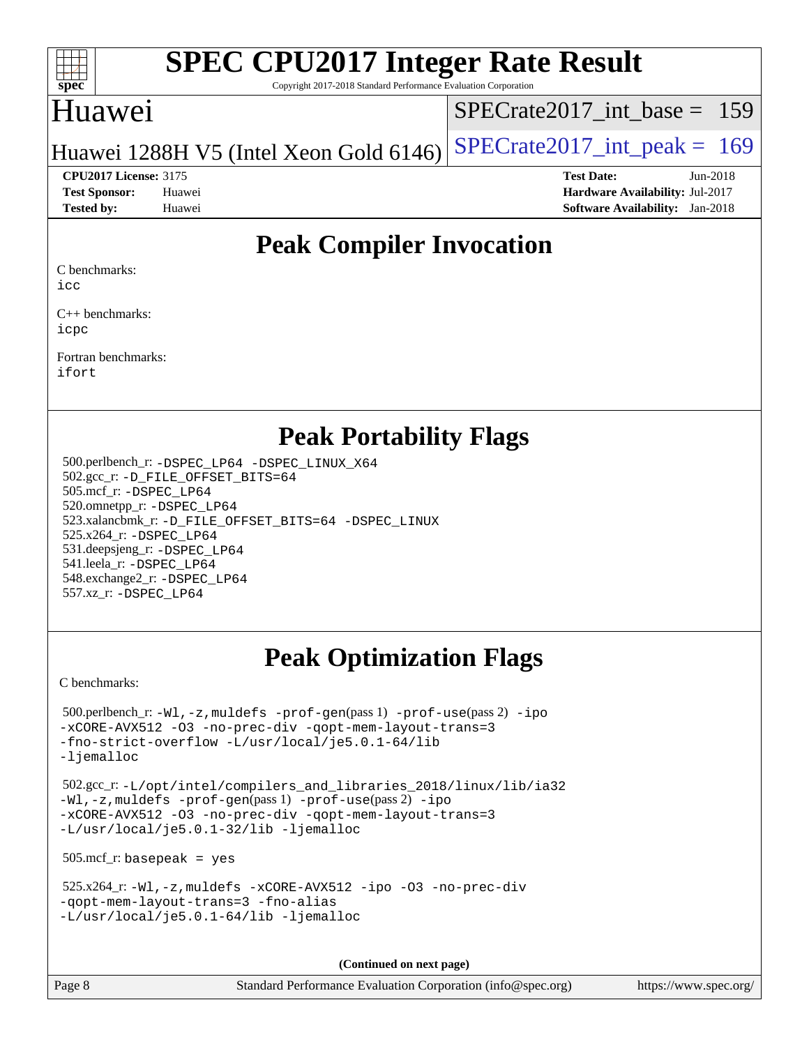# SPEC CPU2017 Integer Rate Result

Copyright 2017-2018 Standard Performance Evaluation Corporation

## Huawei

Huawei 1288H V5 (Intel Xeon Gold 6146)

SPECrate2017_int_base = 159

SPECrate2017_int_peak = 169

**CPU2017 License:** 3175
**Test Sponsor:** Huawei
**Tested by:** Huawei

**Test Date:** Jun-2018
**Hardware Availability:** Jul-2017
**Software Availability:** Jan-2018

## Peak Compiler Invocation

C benchmarks:
icc

C++ benchmarks:
icpc

Fortran benchmarks:
ifort

## Peak Portability Flags

500.perlbench_r: -DSPEC_LP64 -DSPEC_LINUX_X64
502.gcc_r: -D_FILE_OFFSET_BITS=64
505.mcf_r: -DSPEC_LP64
520.omnetpp_r: -DSPEC_LP64
523.xalancbmk_r: -D_FILE_OFFSET_BITS=64 -DSPEC_LINUX
525.x264_r: -DSPEC_LP64
531.deepsjeng_r: -DSPEC_LP64
541.leela_r: -DSPEC_LP64
548.exchange2_r: -DSPEC_LP64
557.xz_r: -DSPEC_LP64

## Peak Optimization Flags

C benchmarks:

500.perlbench_r: -Wl,-z,muldefs -prof-gen(pass 1) -prof-use(pass 2) -ipo -xCORE-AVX512 -O3 -no-prec-div -qopt-mem-layout-trans=3 -fno-strict-overflow -L/usr/local/je5.0.1-64/lib -ljemalloc

502.gcc_r: -L/opt/intel/compilers_and_libraries_2018/linux/lib/ia32 -Wl,-z,muldefs -prof-gen(pass 1) -prof-use(pass 2) -ipo -xCORE-AVX512 -O3 -no-prec-div -qopt-mem-layout-trans=3 -L/usr/local/je5.0.1-32/lib -ljemalloc

505.mcf_r: basepeak = yes

525.x264_r: -Wl,-z,muldefs -xCORE-AVX512 -ipo -O3 -no-prec-div -qopt-mem-layout-trans=3 -fno-alias -L/usr/local/je5.0.1-64/lib -ljemalloc

(Continued on next page)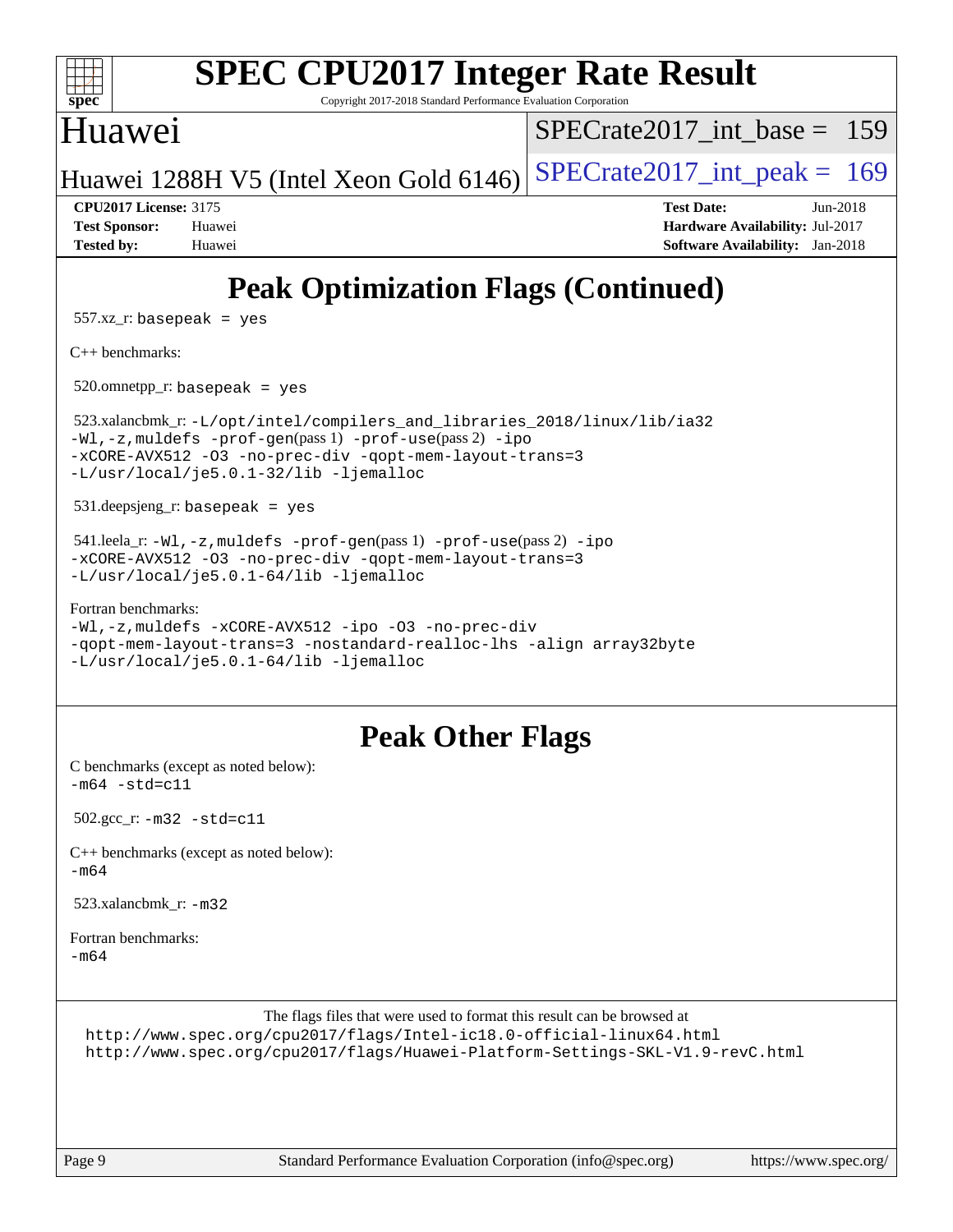# Peak Optimization Flags (Continued)

557.xz_r: basepeak = yes

C++ benchmarks:

520.omnetpp_r: basepeak = yes

523.xalancbmk_r: -L/opt/intel/compilers_and_libraries_2018/linux/lib/ia32 -Wl,-z,muldefs -prof-gen(pass 1) -prof-use(pass 2) -ipo -xCORE-AVX512 -O3 -no-prec-div -qopt-mem-layout-trans=3 -L/usr/local/je5.0.1-32/lib -ljemalloc

531.deepsjeng_r: basepeak = yes

541.leela_r: -Wl,-z,muldefs -prof-gen(pass 1) -prof-use(pass 2) -ipo -xCORE-AVX512 -O3 -no-prec-div -qopt-mem-layout-trans=3 -L/usr/local/je5.0.1-64/lib -ljemalloc

Fortran benchmarks:
-Wl,-z,muldefs -xCORE-AVX512 -ipo -O3 -no-prec-div -qopt-mem-layout-trans=3 -nostandard-realloc-lhs -align array32byte -L/usr/local/je5.0.1-64/lib -ljemalloc

# Peak Other Flags

C benchmarks (except as noted below):
-m64 -std=c11

502.gcc_r: -m32 -std=c11

C++ benchmarks (except as noted below):
-m64

523.xalancbmk_r: -m32

Fortran benchmarks:
-m64

The flags files that were used to format this result can be browsed at
http://www.spec.org/cpu2017/flags/Intel-ic18.0-official-linux64.html
http://www.spec.org/cpu2017/flags/Huawei-Platform-Settings-SKL-V1.9-revC.html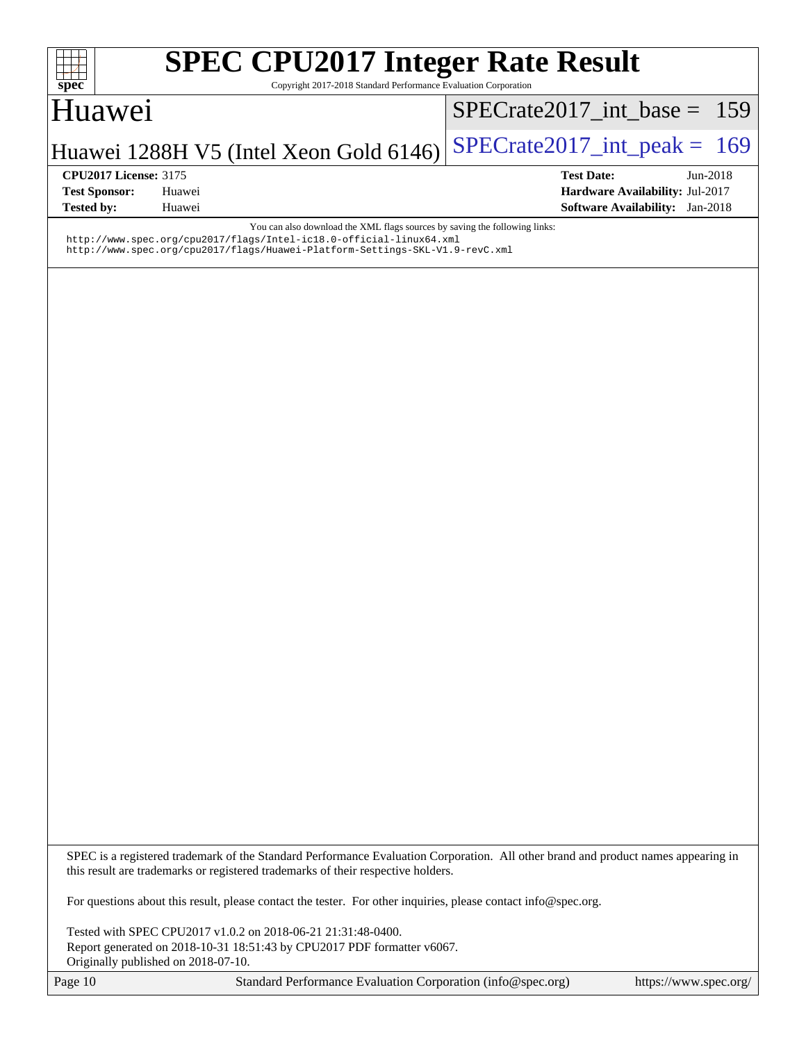# SPEC CPU2017 Integer Rate Result

Copyright 2017-2018 Standard Performance Evaluation Corporation

## Huawei

SPECrate2017_int_base = 159

Huawei 1288H V5 (Intel Xeon Gold 6146)

SPECrate2017_int_peak = 169

**CPU2017 License:** 3175
**Test Sponsor:** Huawei
**Tested by:** Huawei

**Test Date:** Jun-2018
**Hardware Availability:** Jul-2017
**Software Availability:** Jan-2018

You can also download the XML flags sources by saving the following links:

```
http://www.spec.org/cpu2017/flags/Intel-ic18.0-official-linux64.xml
http://www.spec.org/cpu2017/flags/Huawei-Platform-Settings-SKL-V1.9-revC.xml
```

SPEC is a registered trademark of the Standard Performance Evaluation Corporation. All other brand and product names appearing in this result are trademarks or registered trademarks of their respective holders.

For questions about this result, please contact the tester. For other inquiries, please contact info@spec.org.

Tested with SPEC CPU2017 v1.0.2 on 2018-06-21 21:31:48-0400.
Report generated on 2018-10-31 18:51:43 by CPU2017 PDF formatter v6067.
Originally published on 2018-07-10.